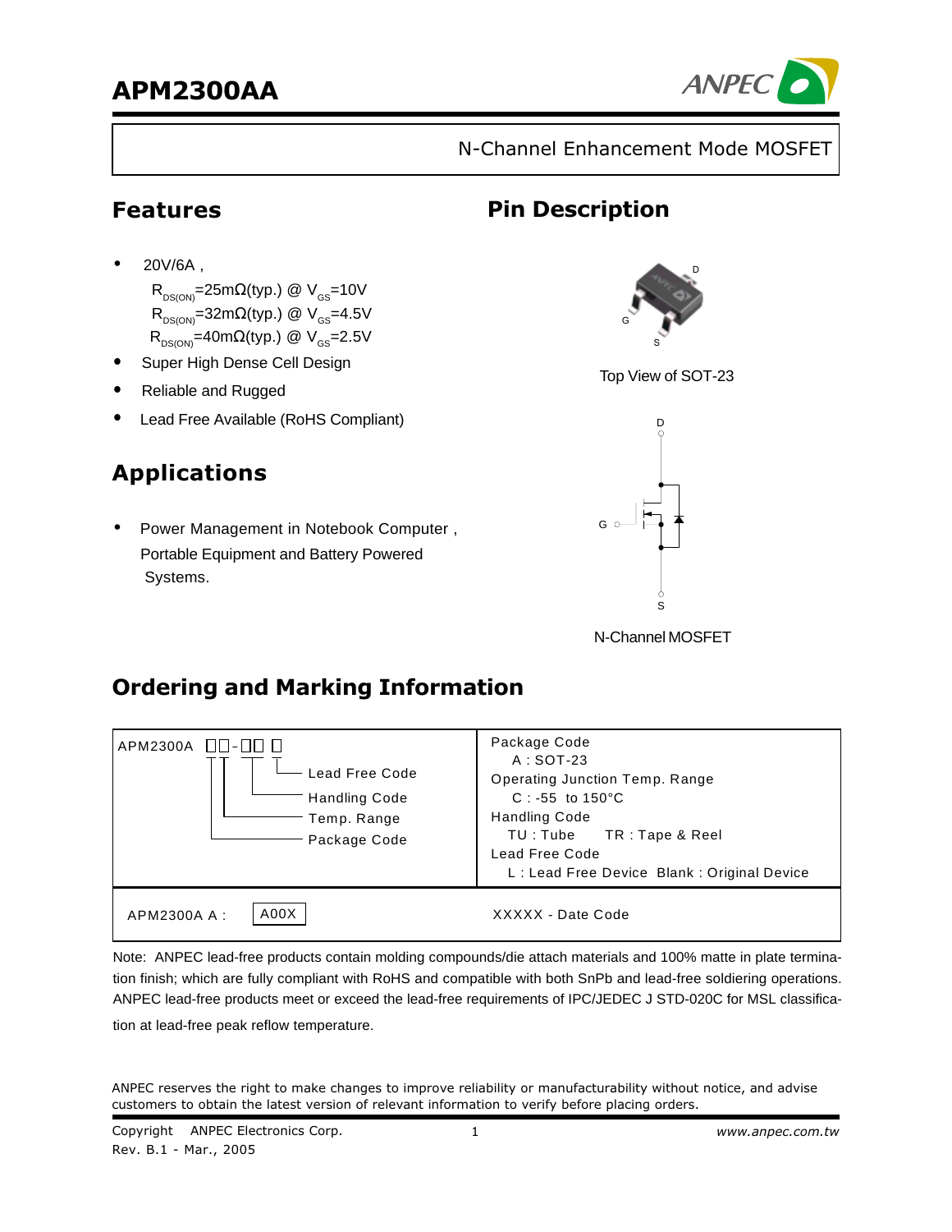# APM2300AA

N-Channel Enhancement Mode MOSFET

## Features

- 20V/6A ,
  $R_{DS(ON)}$=25mΩ(typ.) @ $V_{GS}$=10V
  $R_{DS(ON)}$=32mΩ(typ.) @ $V_{GS}$=4.5V
  $R_{DS(ON)}$=40mΩ(typ.) @ $V_{GS}$=2.5V
- Super High Dense Cell Design
- Reliable and Rugged
- Lead Free Available (RoHS Compliant)

## Pin Description

D G S

Top View of SOT-23

D G S

N-Channel MOSFET

## Applications

- Power Management in Notebook Computer , Portable Equipment and Battery Powered Systems.

## Ordering and Marking Information

| APM2300A □□-□□ □ | |
|---|---|
| Lead Free Code<br>Handling Code<br>Temp. Range<br>Package Code | Package Code<br>A : SOT-23<br>Operating Junction Temp. Range<br>C : -55 to 150°C<br>Handling Code<br>TU : Tube TR : Tape & Reel<br>Lead Free Code<br>L : Lead Free Device Blank : Original Device |
| APM2300A A : A00X | XXXXX - Date Code |

Note: ANPEC lead-free products contain molding compounds/die attach materials and 100% matte in plate termination finish; which are fully compliant with RoHS and compatible with both SnPb and lead-free soldiering operations. ANPEC lead-free products meet or exceed the lead-free requirements of IPC/JEDEC J STD-020C for MSL classification at lead-free peak reflow temperature.

ANPEC reserves the right to make changes to improve reliability or manufacturability without notice, and advise customers to obtain the latest version of relevant information to verify before placing orders.

Copyright ANPEC Electronics Corp.
Rev. B.1 - Mar., 2005

www.anpec.com.tw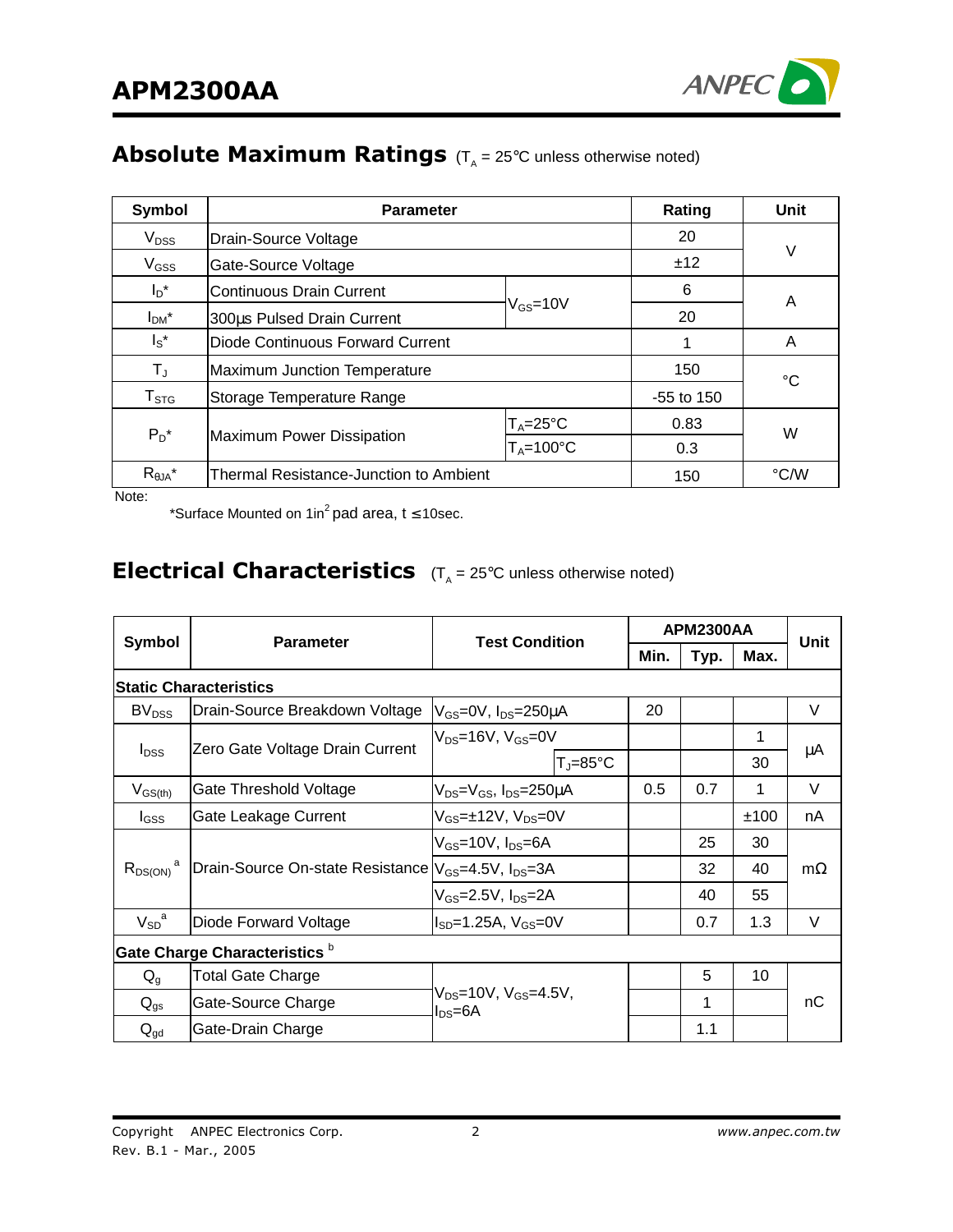## Absolute Maximum Ratings ($T_A$ = 25°C unless otherwise noted)

| Symbol | Parameter | | Rating | Unit |
|---|---|---|---|---|
| $V_{DSS}$ | Drain-Source Voltage | | 20 | V |
| $V_{GSS}$ | Gate-Source Voltage | | ±12 | V |
| $I_D$* | Continuous Drain Current | $V_{GS}$=10V | 6 | A |
| $I_{DM}$* | 300µs Pulsed Drain Current | $V_{GS}$=10V | 20 | A |
| $I_S$* | Diode Continuous Forward Current | | 1 | A |
| $T_J$ | Maximum Junction Temperature | | 150 | °C |
| $T_{STG}$ | Storage Temperature Range | | -55 to 150 | °C |
| $P_D$* | Maximum Power Dissipation | $T_A$=25°C | 0.83 | W |
| | | $T_A$=100°C | 0.3 | |
| $R_{\theta JA}$* | Thermal Resistance-Junction to Ambient | | 150 | °C/W |

Note:

*Surface Mounted on 1in[2] pad area, t ≤10sec.

## Electrical Characteristics ($T_A$ = 25°C unless otherwise noted)

| Symbol | Parameter | Test Condition | | APM2300AA | | | Unit |
|---|---|---|---|---|---|---|---|
| | | | | Min. | Typ. | Max. | |
| **Static Characteristics** | | | | | | | |
| $BV_{DSS}$ | Drain-Source Breakdown Voltage | $V_{GS}$=0V, $I_{DS}$=250µA | | 20 | | | V |
| $I_{DSS}$ | Zero Gate Voltage Drain Current | $V_{DS}$=16V, $V_{GS}$=0V | | | | 1 | µA |
| | | | $T_J$=85°C | | | 30 | |
| $V_{GS(th)}$ | Gate Threshold Voltage | $V_{DS}$=$V_{GS}$, $I_{DS}$=250µA | | 0.5 | 0.7 | 1 | V |
| $I_{GSS}$ | Gate Leakage Current | $V_{GS}$=±12V, $V_{DS}$=0V | | | | ±100 | nA |
| $R_{DS(ON)}$ [a] | Drain-Source On-state Resistance | $V_{GS}$=10V, $I_{DS}$=6A | | | 25 | 30 | mΩ |
| | | $V_{GS}$=4.5V, $I_{DS}$=3A | | | 32 | 40 | |
| | | $V_{GS}$=2.5V, $I_{DS}$=2A | | | 40 | 55 | |
| $V_{SD}$ [a] | Diode Forward Voltage | $I_{SD}$=1.25A, $V_{GS}$=0V | | | 0.7 | 1.3 | V |
| **Gate Charge Characteristics** [b] | | | | | | | |
| $Q_g$ | Total Gate Charge | $V_{DS}$=10V, $V_{GS}$=4.5V, $I_{DS}$=6A | | | 5 | 10 | nC |
| $Q_{gs}$ | Gate-Source Charge | | | | 1 | | |
| $Q_{gd}$ | Gate-Drain Charge | | | | 1.1 | | |

Copyright ANPEC Electronics Corp.
Rev. B.1 - Mar., 2005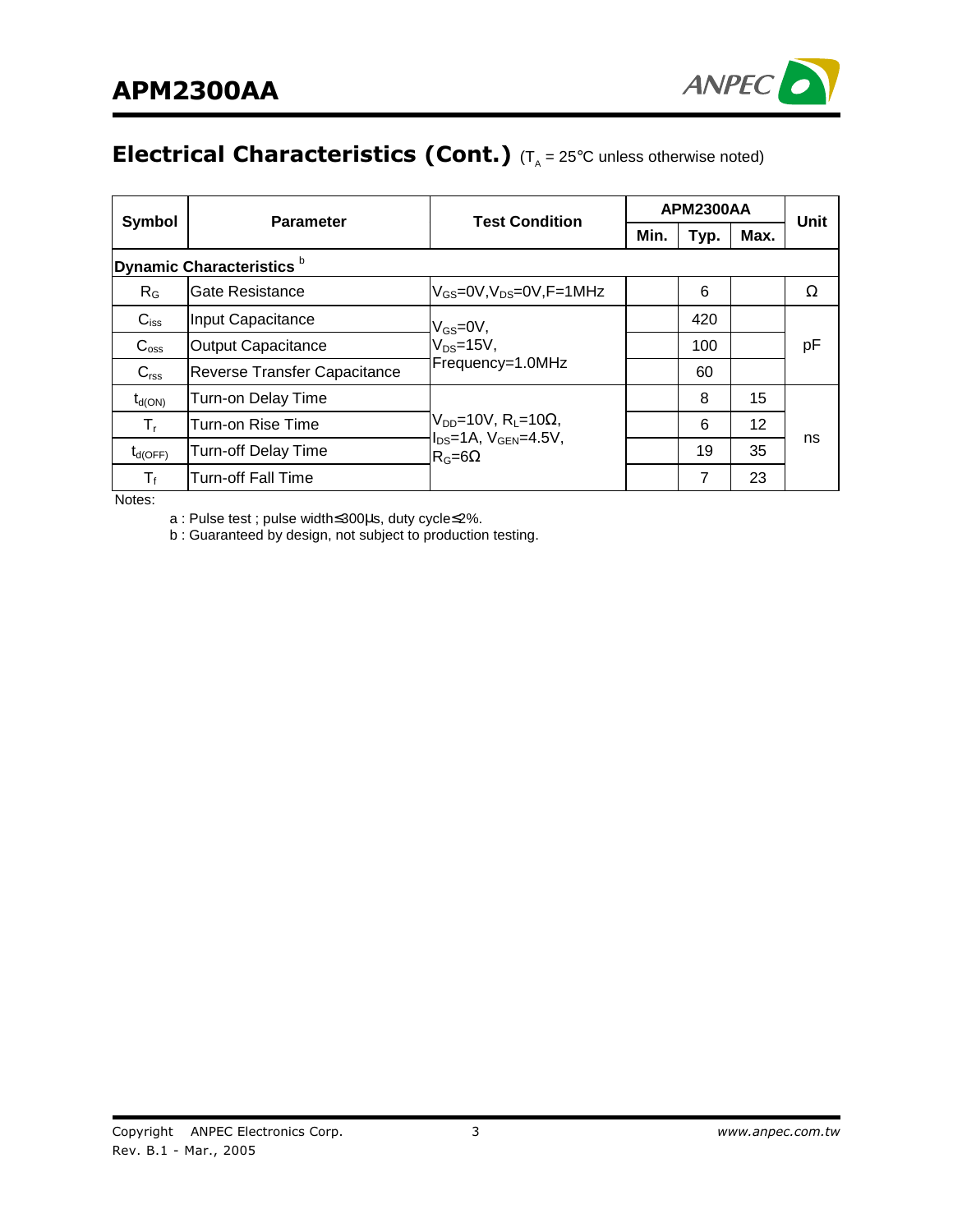## Electrical Characteristics (Cont.) ($T_A$ = 25°C unless otherwise noted)

| Symbol | Parameter | Test Condition | APM2300AA | | | Unit |
|---|---|---|---|---|---|---|
| | | | Min. | Typ. | Max. | |
| **Dynamic Characteristics** [b] | | | | | | |
| $R_G$ | Gate Resistance | $V_{GS}$=0V,$V_{DS}$=0V,F=1MHz | | 6 | | Ω |
| $C_{iss}$ | Input Capacitance | $V_{GS}$=0V, $V_{DS}$=15V, Frequency=1.0MHz | | 420 | | pF |
| $C_{oss}$ | Output Capacitance | | | 100 | | |
| $C_{rss}$ | Reverse Transfer Capacitance | | | 60 | | |
| $t_{d(ON)}$ | Turn-on Delay Time | $V_{DD}$=10V, $R_L$=10Ω, $I_{DS}$=1A, $V_{GEN}$=4.5V, $R_G$=6Ω | | 8 | 15 | ns |
| $T_r$ | Turn-on Rise Time | | | 6 | 12 | |
| $t_{d(OFF)}$ | Turn-off Delay Time | | | 19 | 35 | |
| $T_f$ | Turn-off Fall Time | | | 7 | 23 | |

Notes:

a : Pulse test ; pulse width≤300μs, duty cycle≤2%.

b : Guaranteed by design, not subject to production testing.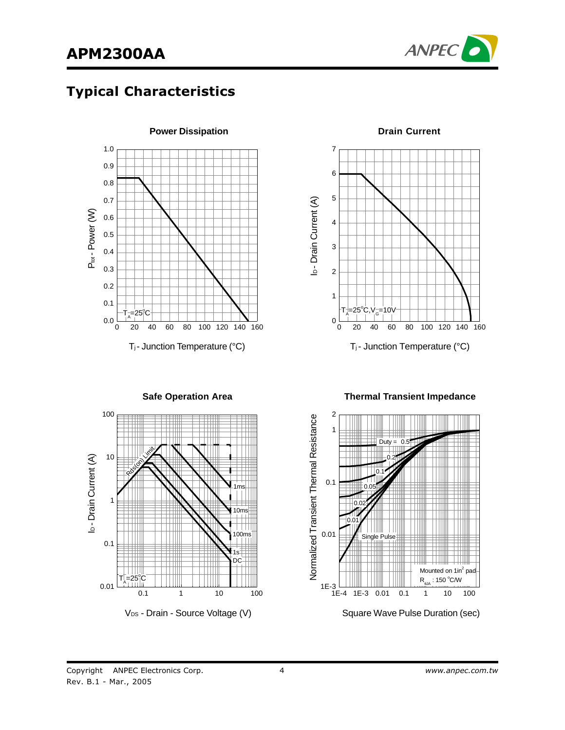## Typical Characteristics

**Power Dissipation**

$P_{tot}$ - Power (W)

$T_A$=25°C

$T_j$ - Junction Temperature (°C)

**Drain Current**

$I_D$ - Drain Current (A)

$T_A$=25°C, $V_G$=10V

$T_j$ - Junction Temperature (°C)

**Safe Operation Area**

$I_D$ - Drain Current (A)

Rds(on) Limit

1ms

10ms

100ms

1s

DC

$T_A$=25°C

$V_{DS}$ - Drain - Source Voltage (V)

**Thermal Transient Impedance**

Normalized Transient Thermal Resistance

Duty = 0.5

0.2

0.1

0.05

0.02

0.01

Single Pulse

Mounted on 1in² pad

$R_{\theta JA}$ : 150 °C/W

Square Wave Pulse Duration (sec)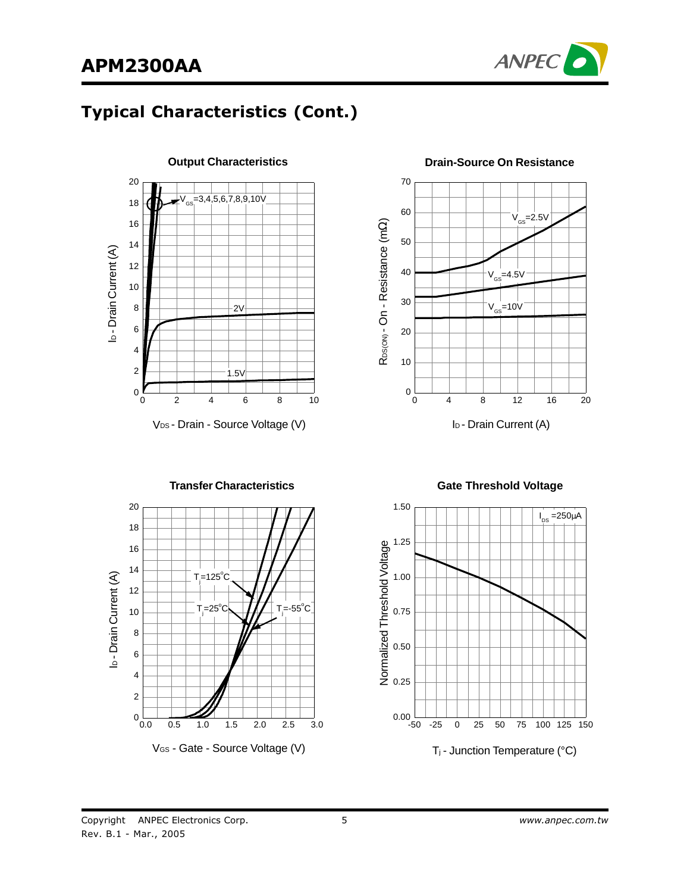## Typical Characteristics (Cont.)

**Output Characteristics**

$V_{GS}$=3,4,5,6,7,8,9,10V

2V

1.5V

$I_D$ - Drain Current (A)

$V_{DS}$ - Drain - Source Voltage (V)

**Drain-Source On Resistance**

$V_{GS}$=2.5V

$V_{GS}$=4.5V

$V_{GS}$=10V

$R_{DS(ON)}$ - On - Resistance (mΩ)

$I_D$ - Drain Current (A)

**Transfer Characteristics**

$T_j$=125°C

$T_j$=25°C

$T_j$=-55°C

$I_D$ - Drain Current (A)

$V_{GS}$ - Gate - Source Voltage (V)

**Gate Threshold Voltage**

$I_{DS}$ =250μA

Normalized Threshold Voltage

$T_j$ - Junction Temperature (°C)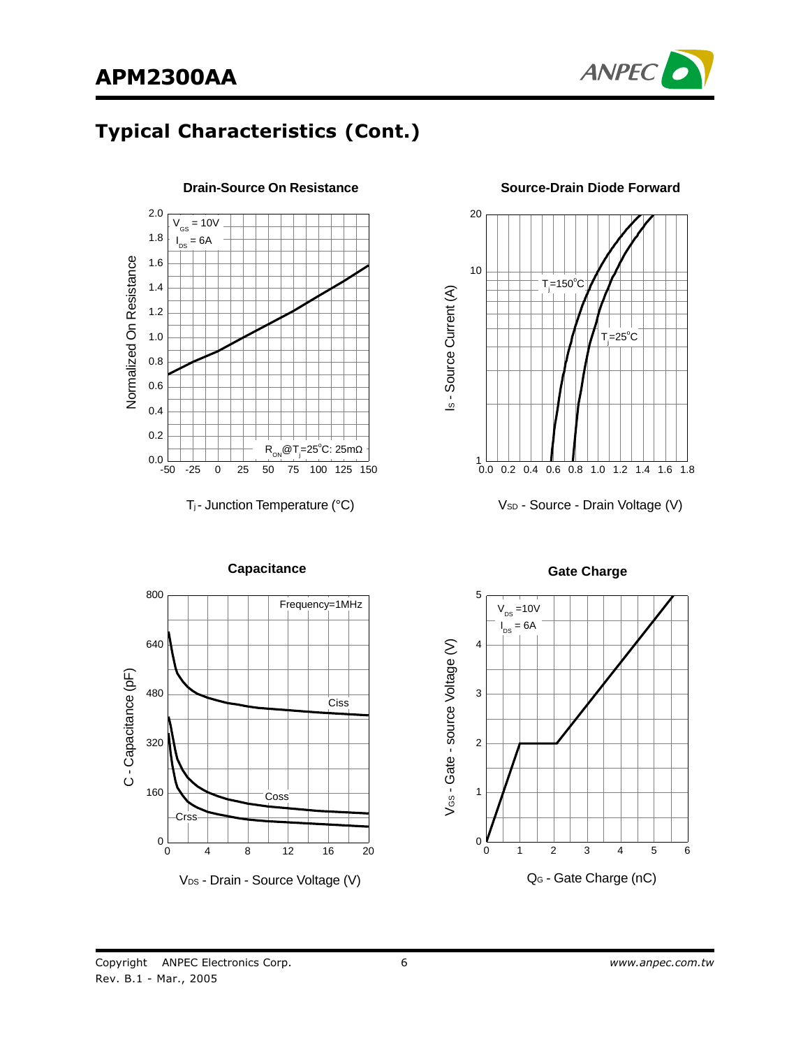## Typical Characteristics (Cont.)

**Drain-Source On Resistance**

$V_{GS}$ = 10V
$I_{DS}$ = 6A

$R_{ON}$@$T_j$=25°C: 25mΩ

Normalized On Resistance

$T_j$ - Junction Temperature (°C)

**Source-Drain Diode Forward**

$T_j$=150°C
$T_j$=25°C

$I_S$ - Source Current (A)

$V_{SD}$ - Source - Drain Voltage (V)

**Capacitance**

Frequency=1MHz

Ciss
Coss
Crss

C - Capacitance (pF)

$V_{DS}$ - Drain - Source Voltage (V)

**Gate Charge**

$V_{DS}$ =10V
$I_{DS}$ = 6A

$V_{GS}$ - Gate - source Voltage (V)

$Q_G$ - Gate Charge (nC)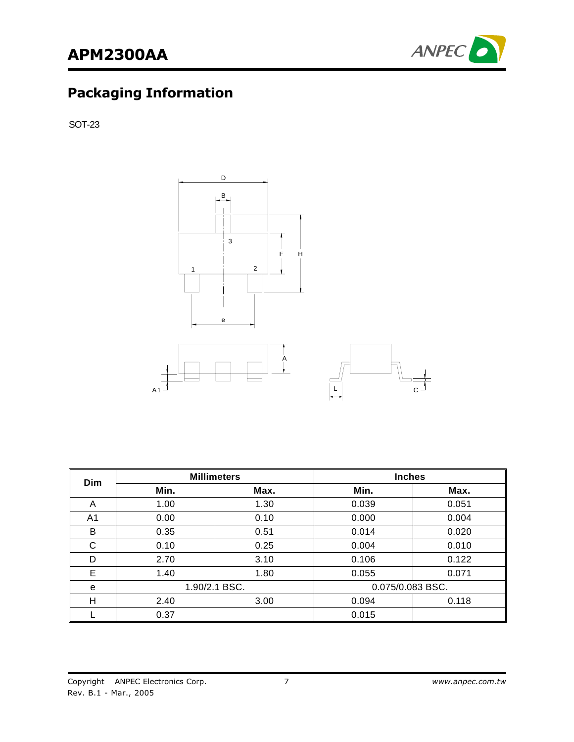## Packaging Information

SOT-23

| Dim | Millimeters | | Inches | |
|---|---|---|---|---|
| | Min. | Max. | Min. | Max. |
| A | 1.00 | 1.30 | 0.039 | 0.051 |
| A1 | 0.00 | 0.10 | 0.000 | 0.004 |
| B | 0.35 | 0.51 | 0.014 | 0.020 |
| C | 0.10 | 0.25 | 0.004 | 0.010 |
| D | 2.70 | 3.10 | 0.106 | 0.122 |
| E | 1.40 | 1.80 | 0.055 | 0.071 |
| e | 1.90/2.1 BSC. | | 0.075/0.083 BSC. | |
| H | 2.40 | 3.00 | 0.094 | 0.118 |
| L | 0.37 | | 0.015 | |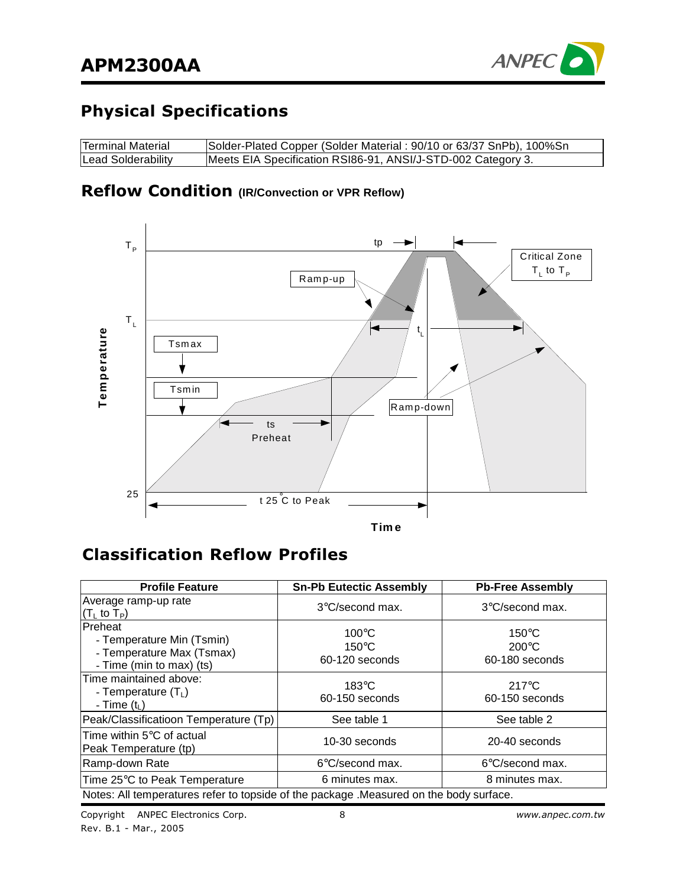## Physical Specifications

| Terminal Material | Solder-Plated Copper (Solder Material : 90/10 or 63/37 SnPb), 100%Sn |
|---|---|
| Lead Solderability | Meets EIA Specification RSI86-91, ANSI/J-STD-002 Category 3. |

## Reflow Condition (IR/Convection or VPR Reflow)

## Classification Reflow Profiles

| Profile Feature | Sn-Pb Eutectic Assembly | Pb-Free Assembly |
|---|---|---|
| Average ramp-up rate ($T_L$ to $T_P$) | 3°C/second max. | 3°C/second max. |
| Preheat<br>- Temperature Min (Tsmin)<br>- Temperature Max (Tsmax)<br>- Time (min to max) (ts) | <br>100°C<br>150°C<br>60-120 seconds | <br>150°C<br>200°C<br>60-180 seconds |
| Time maintained above:<br>- Temperature ($T_L$)<br>- Time ($t_L$) | <br>183°C<br>60-150 seconds | <br>217°C<br>60-150 seconds |
| Peak/Classificatioon Temperature (Tp) | See table 1 | See table 2 |
| Time within 5°C of actual Peak Temperature (tp) | 10-30 seconds | 20-40 seconds |
| Ramp-down Rate | 6°C/second max. | 6°C/second max. |
| Time 25°C to Peak Temperature | 6 minutes max. | 8 minutes max. |

Notes: All temperatures refer to topside of the package .Measured on the body surface.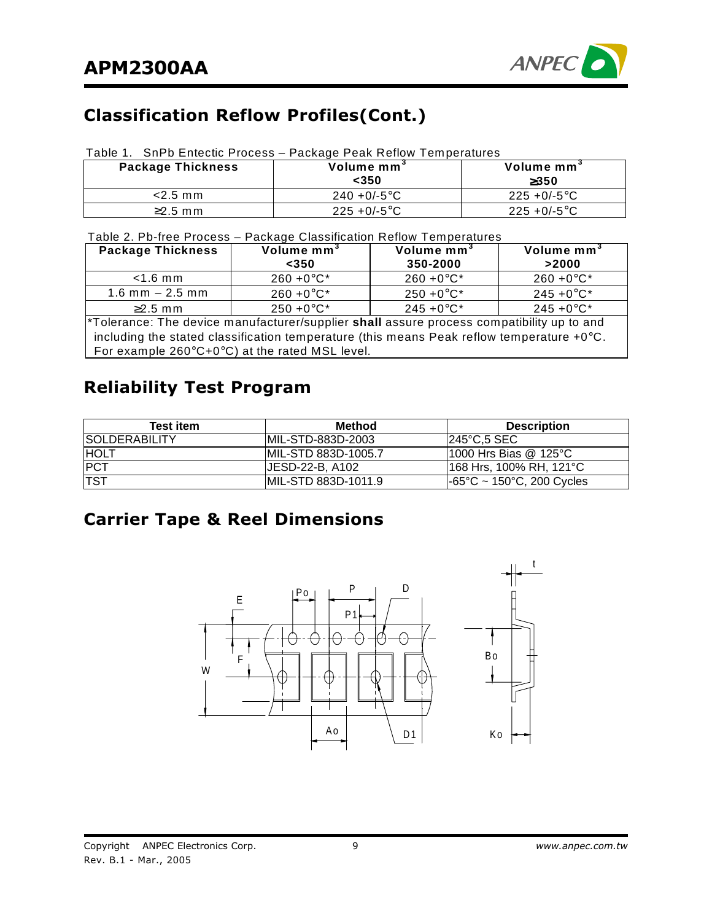## Classification Reflow Profiles(Cont.)

Table 1. SnPb Entectic Process – Package Peak Reflow Temperatures

| Package Thickness | Volume mm$^3$ <350 | Volume mm$^3$ ≥350 |
|---|---|---|
| <2.5 mm | 240 +0/-5°C | 225 +0/-5°C |
| ≥2.5 mm | 225 +0/-5°C | 225 +0/-5°C |

Table 2. Pb-free Process – Package Classification Reflow Temperatures

| Package Thickness | Volume mm$^3$ <350 | Volume mm$^3$ 350-2000 | Volume mm$^3$ >2000 |
|---|---|---|---|
| <1.6 mm | 260 +0°C* | 260 +0°C* | 260 +0°C* |
| 1.6 mm – 2.5 mm | 260 +0°C* | 250 +0°C* | 245 +0°C* |
| ≥2.5 mm | 250 +0°C* | 245 +0°C* | 245 +0°C* |

*Tolerance: The device manufacturer/supplier **shall** assure process compatibility up to and including the stated classification temperature (this means Peak reflow temperature +0°C. For example 260°C+0°C) at the rated MSL level.

## Reliability Test Program

| Test item | Method | Description |
|---|---|---|
| SOLDERABILITY | MIL-STD-883D-2003 | 245°C,5 SEC |
| HOLT | MIL-STD 883D-1005.7 | 1000 Hrs Bias @ 125°C |
| PCT | JESD-22-B, A102 | 168 Hrs, 100% RH, 121°C |
| TST | MIL-STD 883D-1011.9 | -65°C ~ 150°C, 200 Cycles |

## Carrier Tape & Reel Dimensions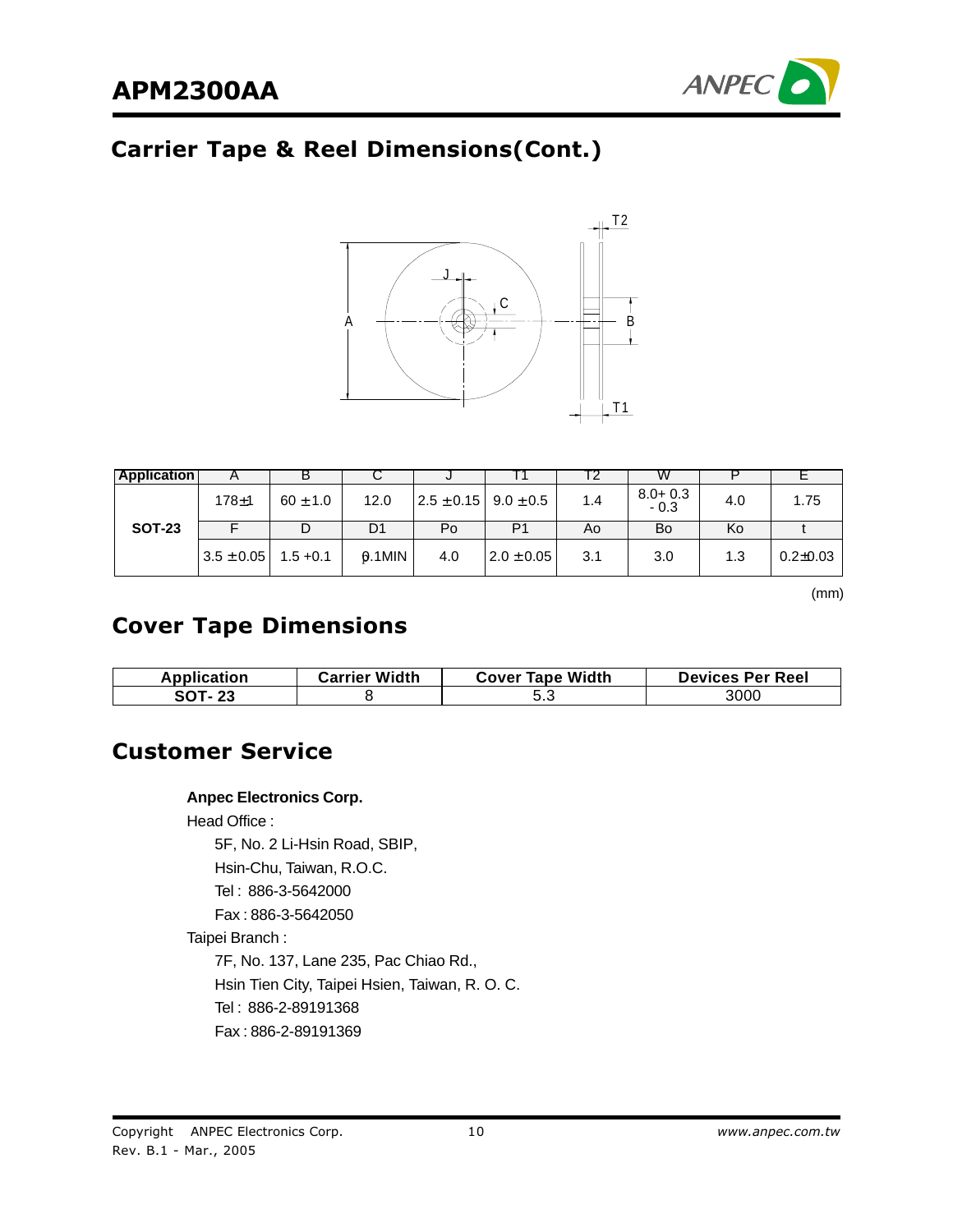## Carrier Tape & Reel Dimensions(Cont.)

T2

J

C

A

B

T1

| Application | A | B | C | J | T1 | T2 | W | P | E |
|---|---|---|---|---|---|---|---|---|---|
| SOT-23 | 178±1 | 60 ±1.0 | 12.0 | 2.5 ±0.15 | 9.0 ±0.5 | 1.4 | 8.0+ 0.3 - 0.3 | 4.0 | 1.75 |
| | F | D | D1 | Po | P1 | Ao | Bo | Ko | t |
| | 3.5 ±0.05 | 1.5 +0.1 | 0.1MIN | 4.0 | 2.0 ±0.05 | 3.1 | 3.0 | 1.3 | 0.2±0.03 |

(mm)

## Cover Tape Dimensions

| Application | Carrier Width | Cover Tape Width | Devices Per Reel |
|---|---|---|---|
| SOT- 23 | 8 | 5.3 | 3000 |

## Customer Service

**Anpec Electronics Corp.**

Head Office :

5F, No. 2 Li-Hsin Road, SBIP,
Hsin-Chu, Taiwan, R.O.C.
Tel : 886-3-5642000
Fax : 886-3-5642050

Taipei Branch :

7F, No. 137, Lane 235, Pac Chiao Rd.,
Hsin Tien City, Taipei Hsien, Taiwan, R. O. C.
Tel : 886-2-89191368
Fax : 886-2-89191369